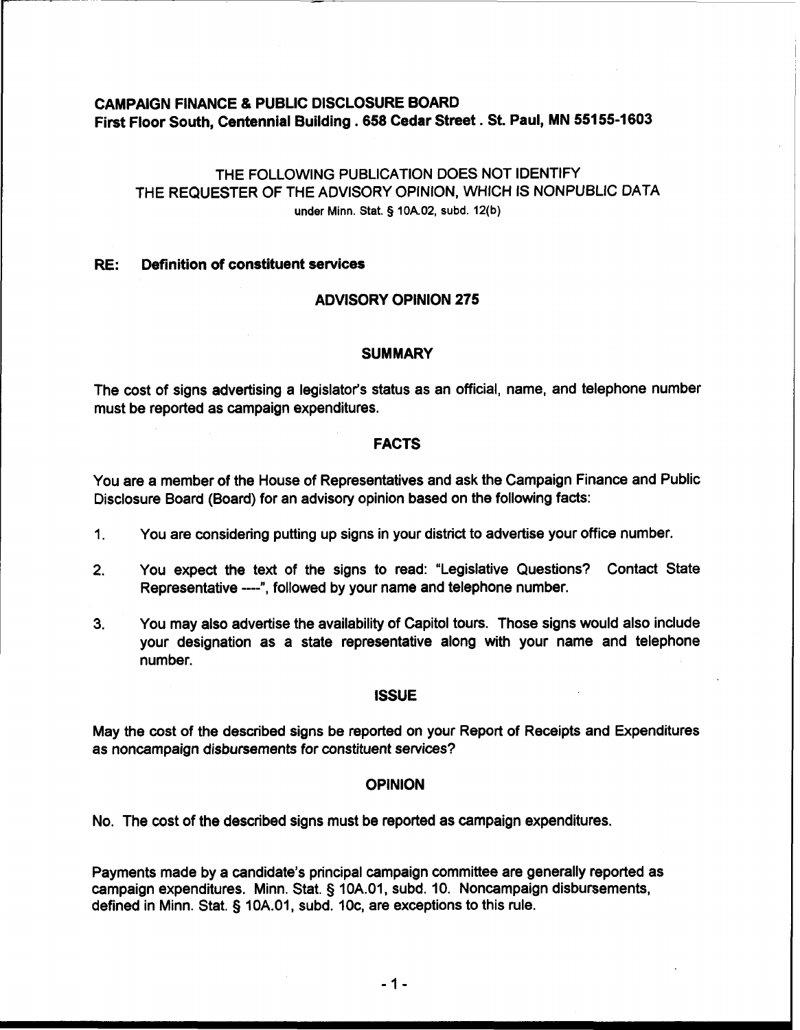**CAMPAIGN FINANCE & PUBLIC DISCLOSURE BOARD**
**First Floor South, Centennial Building . 658 Cedar Street . St. Paul, MN 55155-1603**

THE FOLLOWING PUBLICATION DOES NOT IDENTIFY
THE REQUESTER OF THE ADVISORY OPINION, WHICH IS NONPUBLIC DATA
under Minn. Stat. § 10A.02, subd. 12(b)

**RE: Definition of constituent services**

## ADVISORY OPINION 275

### SUMMARY

The cost of signs advertising a legislator's status as an official, name, and telephone number must be reported as campaign expenditures.

### FACTS

You are a member of the House of Representatives and ask the Campaign Finance and Public Disclosure Board (Board) for an advisory opinion based on the following facts:

1. You are considering putting up signs in your district to advertise your office number.

2. You expect the text of the signs to read: "Legislative Questions? Contact State Representative ----", followed by your name and telephone number.

3. You may also advertise the availability of Capitol tours. Those signs would also include your designation as a state representative along with your name and telephone number.

### ISSUE

May the cost of the described signs be reported on your Report of Receipts and Expenditures as noncampaign disbursements for constituent services?

### OPINION

No. The cost of the described signs must be reported as campaign expenditures.

Payments made by a candidate's principal campaign committee are generally reported as campaign expenditures. Minn. Stat. § 10A.01, subd. 10. Noncampaign disbursements, defined in Minn. Stat. § 10A.01, subd. 10c, are exceptions to this rule.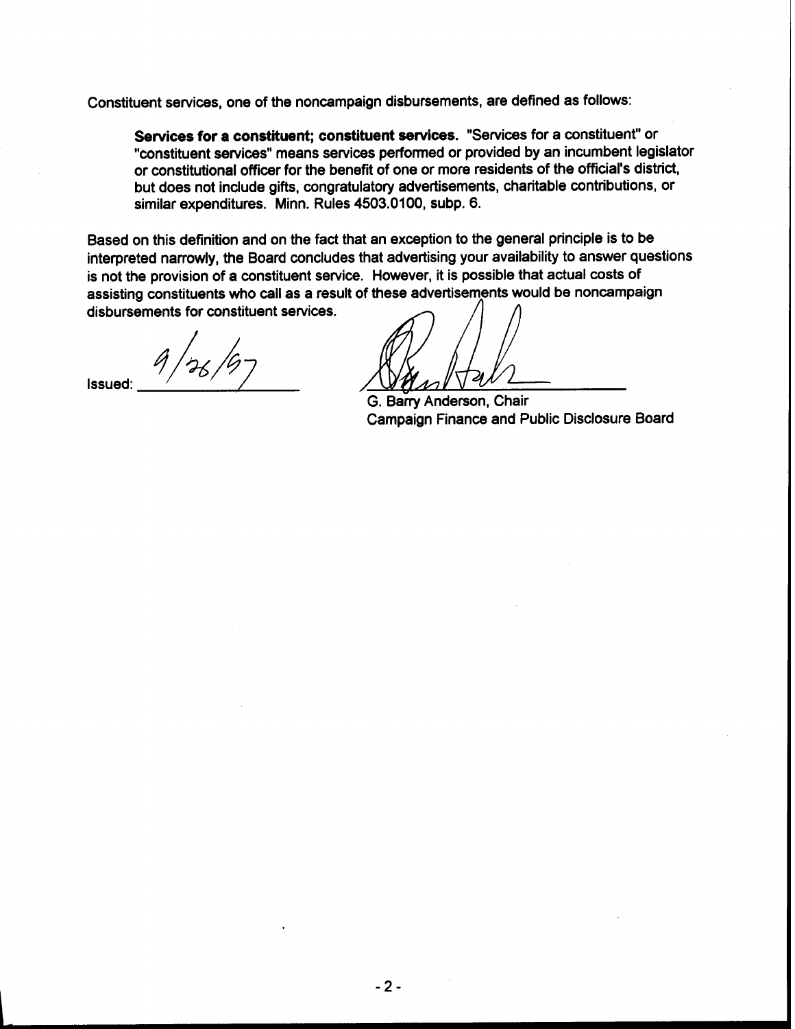Constituent services, one of the noncampaign disbursements, are defined as follows:

> **Services for a constituent; constituent services.** "Services for a constituent" or "constituent services" means services performed or provided by an incumbent legislator or constitutional officer for the benefit of one or more residents of the official's district, but does not include gifts, congratulatory advertisements, charitable contributions, or similar expenditures. Minn. Rules 4503.0100, subp. 6.

Based on this definition and on the fact that an exception to the general principle is to be interpreted narrowly, the Board concludes that advertising your availability to answer questions is not the provision of a constituent service. However, it is possible that actual costs of assisting constituents who call as a result of these advertisements would be noncampaign disbursements for constituent services.

Issued: 9/26/97

G. Barry Anderson, Chair
Campaign Finance and Public Disclosure Board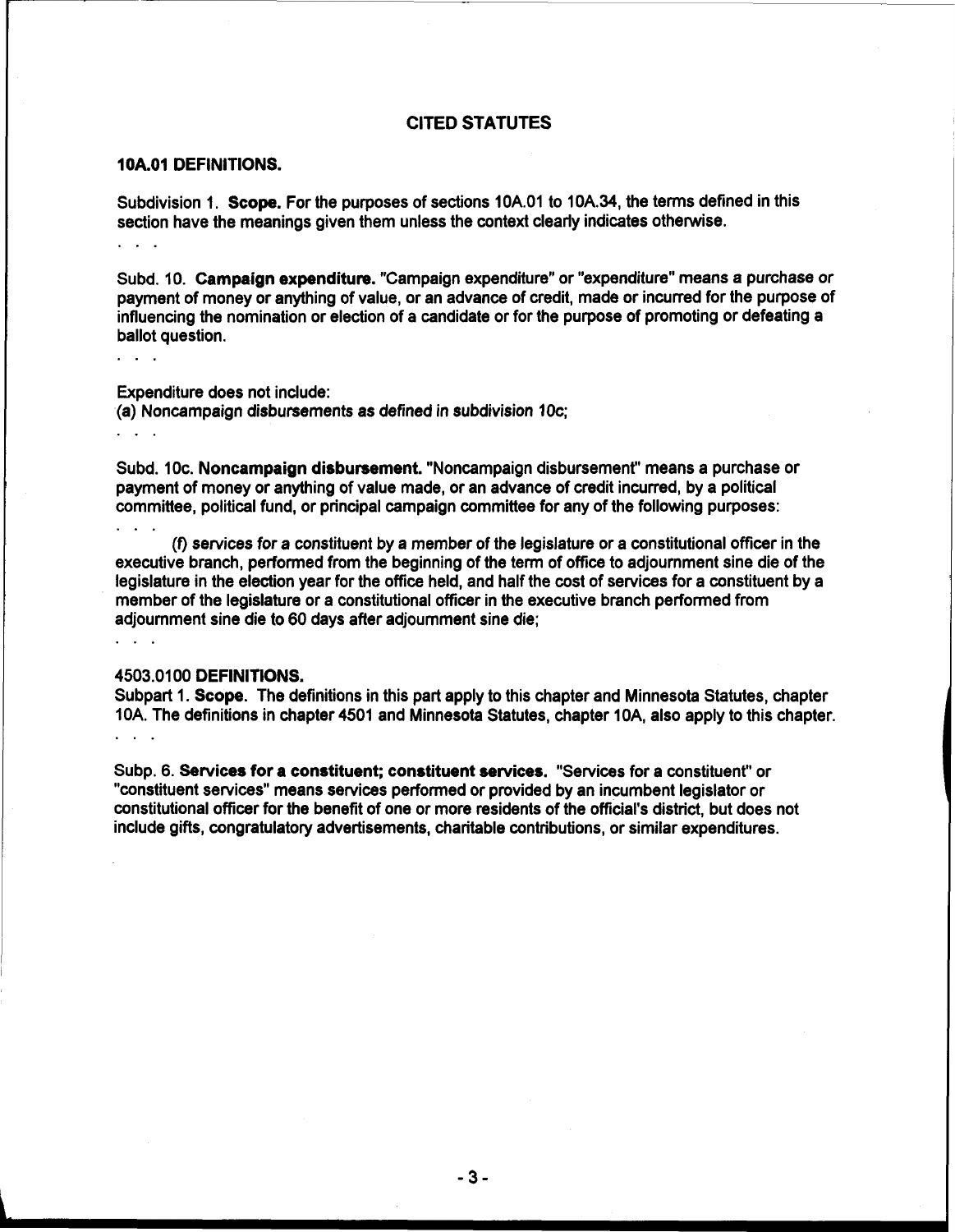## CITED STATUTES

### 10A.01 DEFINITIONS.

Subdivision 1. **Scope.** For the purposes of sections 10A.01 to 10A.34, the terms defined in this section have the meanings given them unless the context clearly indicates otherwise.

. . .

Subd. 10. **Campaign expenditure.** "Campaign expenditure" or "expenditure" means a purchase or payment of money or anything of value, or an advance of credit, made or incurred for the purpose of influencing the nomination or election of a candidate or for the purpose of promoting or defeating a ballot question.

. . .

Expenditure does not include:
(a) Noncampaign disbursements as defined in subdivision 10c;

. . .

Subd. 10c. **Noncampaign disbursement.** "Noncampaign disbursement" means a purchase or payment of money or anything of value made, or an advance of credit incurred, by a political committee, political fund, or principal campaign committee for any of the following purposes:

. . .

(f) services for a constituent by a member of the legislature or a constitutional officer in the executive branch, performed from the beginning of the term of office to adjournment sine die of the legislature in the election year for the office held, and half the cost of services for a constituent by a member of the legislature or a constitutional officer in the executive branch performed from adjournment sine die to 60 days after adjournment sine die;

. . .

### 4503.0100 DEFINITIONS.

Subpart 1. **Scope.** The definitions in this part apply to this chapter and Minnesota Statutes, chapter 10A. The definitions in chapter 4501 and Minnesota Statutes, chapter 10A, also apply to this chapter.

. . .

Subp. 6. **Services for a constituent; constituent services.** "Services for a constituent" or "constituent services" means services performed or provided by an incumbent legislator or constitutional officer for the benefit of one or more residents of the official's district, but does not include gifts, congratulatory advertisements, charitable contributions, or similar expenditures.